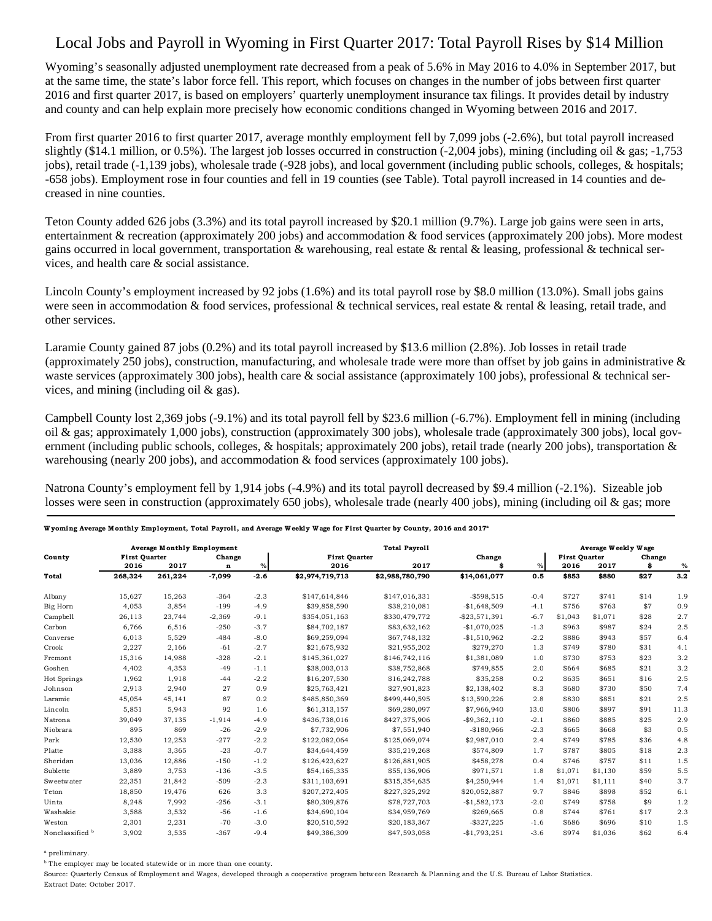# Local Jobs and Payroll in Wyoming in First Quarter 2017: Total Payroll Rises by $14 Million

Wyoming's seasonally adjusted unemployment rate decreased from a peak of 5.6% in May 2016 to 4.0% in September 2017, but at the same time, the state's labor force fell. This report, which focuses on changes in the number of jobs between first quarter 2016 and first quarter 2017, is based on employers' quarterly unemployment insurance tax filings. It provides detail by industry and county and can help explain more precisely how economic conditions changed in Wyoming between 2016 and 2017.

From first quarter 2016 to first quarter 2017, average monthly employment fell by 7,099 jobs (-2.6%), but total payroll increased slightly ($14.1 million, or 0.5%). The largest job losses occurred in construction (-2,004 jobs), mining (including oil & gas; -1,753 jobs), retail trade (-1,139 jobs), wholesale trade (-928 jobs), and local government (including public schools, colleges, & hospitals; -658 jobs). Employment rose in four counties and fell in 19 counties (see Table). Total payroll increased in 14 counties and decreased in nine counties.

Teton County added 626 jobs (3.3%) and its total payroll increased by $20.1 million (9.7%). Large job gains were seen in arts, entertainment & recreation (approximately 200 jobs) and accommodation & food services (approximately 200 jobs). More modest gains occurred in local government, transportation & warehousing, real estate & rental & leasing, professional & technical services, and health care & social assistance.

Lincoln County's employment increased by 92 jobs (1.6%) and its total payroll rose by $8.0 million (13.0%). Small jobs gains were seen in accommodation & food services, professional & technical services, real estate & rental & leasing, retail trade, and other services.

Laramie County gained 87 jobs (0.2%) and its total payroll increased by $13.6 million (2.8%). Job losses in retail trade (approximately 250 jobs), construction, manufacturing, and wholesale trade were more than offset by job gains in administrative & waste services (approximately 300 jobs), health care & social assistance (approximately 100 jobs), professional & technical services, and mining (including oil & gas).

Campbell County lost 2,369 jobs (-9.1%) and its total payroll fell by $23.6 million (-6.7%). Employment fell in mining (including oil & gas; approximately 1,000 jobs), construction (approximately 300 jobs), wholesale trade (approximately 300 jobs), local government (including public schools, colleges, & hospitals; approximately 200 jobs), retail trade (nearly 200 jobs), transportation & warehousing (nearly 200 jobs), and accommodation & food services (approximately 100 jobs).

Natrona County's employment fell by 1,914 jobs (-4.9%) and its total payroll decreased by $9.4 million (-2.1%). Sizeable job losses were seen in construction (approximately 650 jobs), wholesale trade (nearly 400 jobs), mining (including oil & gas; more

**Wyoming Average Monthly Employment, Total Payroll, and Average Weekly Wage for First Quarter by County, 2016 and 2017[a]**

| County | Average Monthly Employment | | | | Total Payroll | | | | Average Weekly Wage | | | |
|---|---|---|---|---|---|---|---|---|---|---|---|---|
| | First Quarter | | Change | | First Quarter | | Change | | First Quarter | | Change | |
| | 2016 | 2017 | n | % | 2016 | 2017 | $ | % | 2016 | 2017 | $ | % |
| **Total** | **268,324** | **261,224** | **-7,099** | **-2.6** | **$2,974,719,713** | **$2,988,780,790** | **$14,061,077** | **0.5** | **$853** | **$880** | **$27** | **3.2** |
| Albany | 15,627 | 15,263 | -364 | -2.3 | $147,614,846 | $147,016,331 | -$598,515 | -0.4 | $727 | $741 | $14 | 1.9 |
| Big Horn | 4,053 | 3,854 | -199 | -4.9 | $39,858,590 | $38,210,081 | -$1,648,509 | -4.1 | $756 | $763 | $7 | 0.9 |
| Campbell | 26,113 | 23,744 | -2,369 | -9.1 | $354,051,163 | $330,479,772 | -$23,571,391 | -6.7 | $1,043 | $1,071 | $28 | 2.7 |
| Carbon | 6,766 | 6,516 | -250 | -3.7 | $84,702,187 | $83,632,162 | -$1,070,025 | -1.3 | $963 | $987 | $24 | 2.5 |
| Converse | 6,013 | 5,529 | -484 | -8.0 | $69,259,094 | $67,748,132 | -$1,510,962 | -2.2 | $886 | $943 | $57 | 6.4 |
| Crook | 2,227 | 2,166 | -61 | -2.7 | $21,675,932 | $21,955,202 | $279,270 | 1.3 | $749 | $780 | $31 | 4.1 |
| Fremont | 15,316 | 14,988 | -328 | -2.1 | $145,361,027 | $146,742,116 | $1,381,089 | 1.0 | $730 | $753 | $23 | 3.2 |
| Goshen | 4,402 | 4,353 | -49 | -1.1 | $38,003,013 | $38,752,868 | $749,855 | 2.0 | $664 | $685 | $21 | 3.2 |
| Hot Springs | 1,962 | 1,918 | -44 | -2.2 | $16,207,530 | $16,242,788 | $35,258 | 0.2 | $635 | $651 | $16 | 2.5 |
| Johnson | 2,913 | 2,940 | 27 | 0.9 | $25,763,421 | $27,901,823 | $2,138,402 | 8.3 | $680 | $730 | $50 | 7.4 |
| Laramie | 45,054 | 45,141 | 87 | 0.2 | $485,850,369 | $499,440,595 | $13,590,226 | 2.8 | $830 | $851 | $21 | 2.5 |
| Lincoln | 5,851 | 5,943 | 92 | 1.6 | $61,313,157 | $69,280,097 | $7,966,940 | 13.0 | $806 | $897 | $91 | 11.3 |
| Natrona | 39,049 | 37,135 | -1,914 | -4.9 | $436,738,016 | $427,375,906 | -$9,362,110 | -2.1 | $860 | $885 | $25 | 2.9 |
| Niobrara | 895 | 869 | -26 | -2.9 | $7,732,906 | $7,551,940 | -$180,966 | -2.3 | $665 | $668 | $3 | 0.5 |
| Park | 12,530 | 12,253 | -277 | -2.2 | $122,082,064 | $125,069,074 | $2,987,010 | 2.4 | $749 | $785 | $36 | 4.8 |
| Platte | 3,388 | 3,365 | -23 | -0.7 | $34,644,459 | $35,219,268 | $574,809 | 1.7 | $787 | $805 | $18 | 2.3 |
| Sheridan | 13,036 | 12,886 | -150 | -1.2 | $126,423,627 | $126,881,905 | $458,278 | 0.4 | $746 | $757 | $11 | 1.5 |
| Sublette | 3,889 | 3,753 | -136 | -3.5 | $54,165,335 | $55,136,906 | $971,571 | 1.8 | $1,071 | $1,130 | $59 | 5.5 |
| Sweetwater | 22,351 | 21,842 | -509 | -2.3 | $311,103,691 | $315,354,635 | $4,250,944 | 1.4 | $1,071 | $1,111 | $40 | 3.7 |
| Teton | 18,850 | 19,476 | 626 | 3.3 | $207,272,405 | $227,325,292 | $20,052,887 | 9.7 | $846 | $898 | $52 | 6.1 |
| Uinta | 8,248 | 7,992 | -256 | -3.1 | $80,309,876 | $78,727,703 | -$1,582,173 | -2.0 | $749 | $758 | $9 | 1.2 |
| Washakie | 3,588 | 3,532 | -56 | -1.6 | $34,690,104 | $34,959,769 | $269,665 | 0.8 | $744 | $761 | $17 | 2.3 |
| Weston | 2,301 | 2,231 | -70 | -3.0 | $20,510,592 | $20,183,367 | -$327,225 | -1.6 | $686 | $696 | $10 | 1.5 |
| Nonclassified[b] | 3,902 | 3,535 | -367 | -9.4 | $49,386,309 | $47,593,058 | -$1,793,251 | -3.6 | $974 | $1,036 | $62 | 6.4 |

[a] preliminary.

[b] The employer may be located statewide or in more than one county.

Source: Quarterly Census of Employment and Wages, developed through a cooperative program between Research & Planning and the U.S. Bureau of Labor Statistics.

Extract Date: October 2017.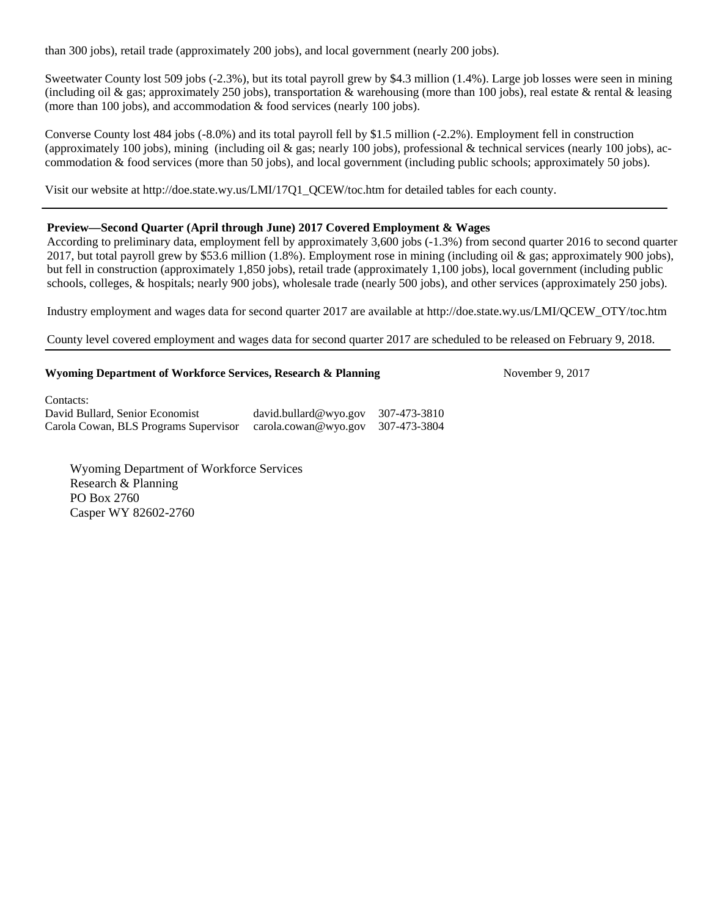than 300 jobs), retail trade (approximately 200 jobs), and local government (nearly 200 jobs).

Sweetwater County lost 509 jobs (-2.3%), but its total payroll grew by $4.3 million (1.4%). Large job losses were seen in mining (including oil & gas; approximately 250 jobs), transportation & warehousing (more than 100 jobs), real estate & rental & leasing (more than 100 jobs), and accommodation & food services (nearly 100 jobs).

Converse County lost 484 jobs (-8.0%) and its total payroll fell by $1.5 million (-2.2%). Employment fell in construction (approximately 100 jobs), mining (including oil & gas; nearly 100 jobs), professional & technical services (nearly 100 jobs), accommodation & food services (more than 50 jobs), and local government (including public schools; approximately 50 jobs).

Visit our website at http://doe.state.wy.us/LMI/17Q1_QCEW/toc.htm for detailed tables for each county.

---

**Preview—Second Quarter (April through June) 2017 Covered Employment & Wages**

According to preliminary data, employment fell by approximately 3,600 jobs (-1.3%) from second quarter 2016 to second quarter 2017, but total payroll grew by $53.6 million (1.8%). Employment rose in mining (including oil & gas; approximately 900 jobs), but fell in construction (approximately 1,850 jobs), retail trade (approximately 1,100 jobs), local government (including public schools, colleges, & hospitals; nearly 900 jobs), wholesale trade (nearly 500 jobs), and other services (approximately 250 jobs).

Industry employment and wages data for second quarter 2017 are available at http://doe.state.wy.us/LMI/QCEW_OTY/toc.htm

County level covered employment and wages data for second quarter 2017 are scheduled to be released on February 9, 2018.

---

**Wyoming Department of Workforce Services, Research & Planning** November 9, 2017

Contacts:

| | | |
|---|---|---|
| David Bullard, Senior Economist | david.bullard@wyo.gov | 307-473-3810 |
| Carola Cowan, BLS Programs Supervisor | carola.cowan@wyo.gov | 307-473-3804 |

Wyoming Department of Workforce Services
Research & Planning
PO Box 2760
Casper WY 82602-2760